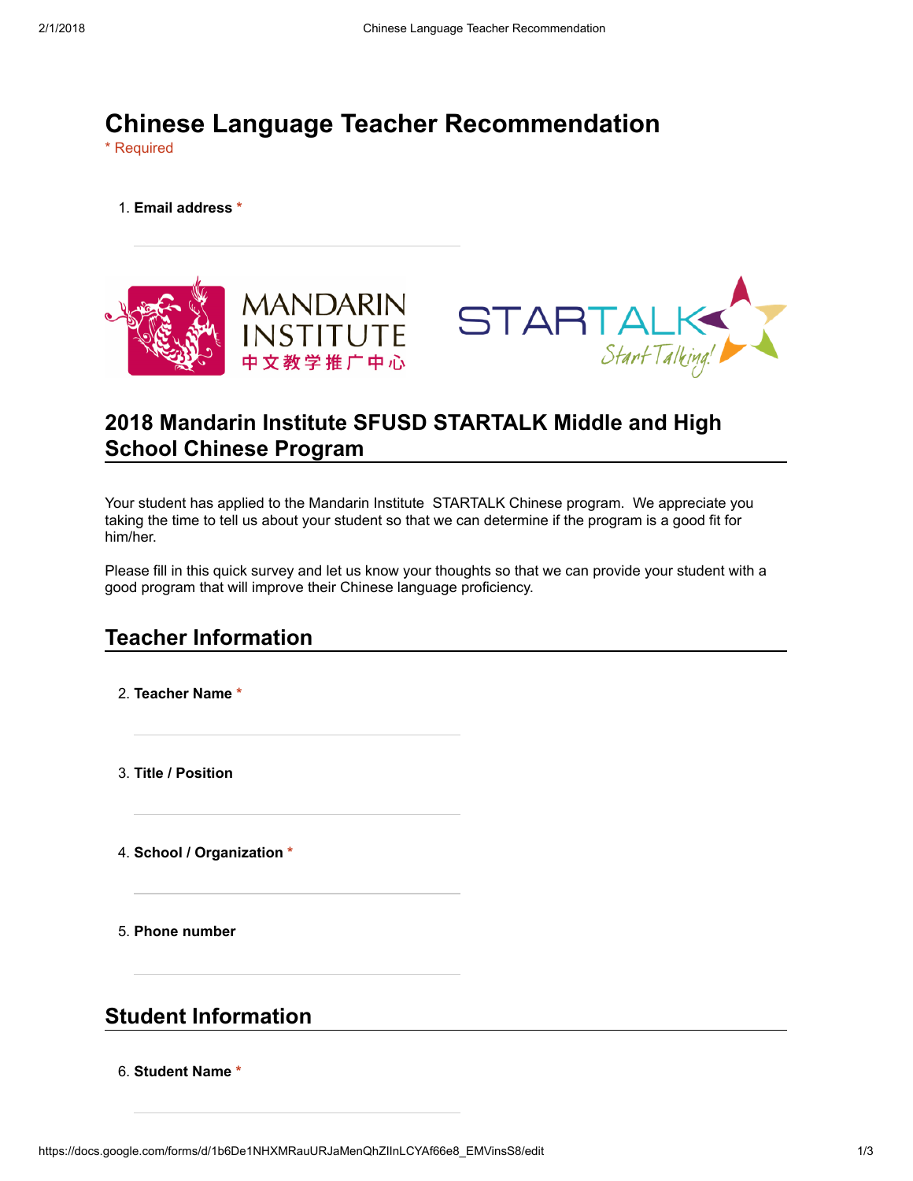# Chinese Language Teacher Recommendation

* Required

1. **Email address** *

## 2018 Mandarin Institute SFUSD STARTALK Middle and High School Chinese Program

Your student has applied to the Mandarin Institute STARTALK Chinese program. We appreciate you taking the time to tell us about your student so that we can determine if the program is a good fit for him/her.

Please fill in this quick survey and let us know your thoughts so that we can provide your student with a good program that will improve their Chinese language proficiency.

## Teacher Information

2. **Teacher Name** *

3. **Title / Position**

4. **School / Organization** *

5. **Phone number**

## Student Information

6. **Student Name** *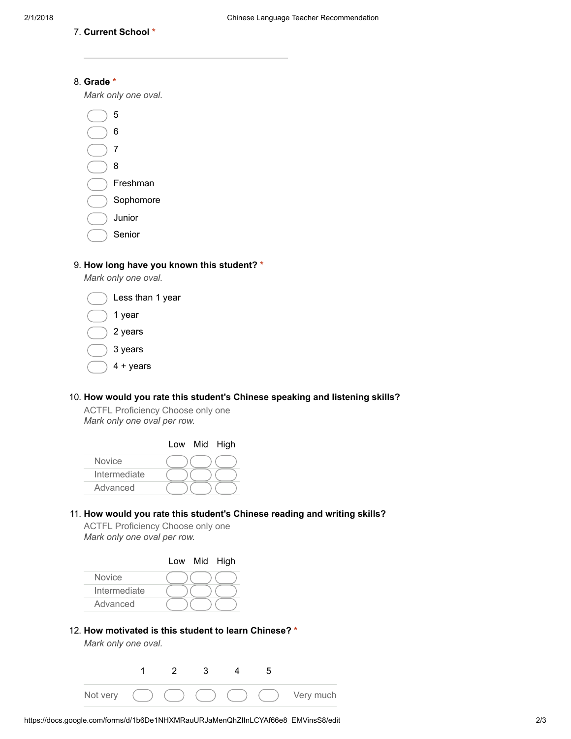7. **Current School** *

________________________________

8. **Grade** *

*Mark only one oval.*

- ( ) 5
- ( ) 6
- ( ) 7
- ( ) 8
- ( ) Freshman
- ( ) Sophomore
- ( ) Junior
- ( ) Senior

9. **How long have you known this student?** *

*Mark only one oval.*

- ( ) Less than 1 year
- ( ) 1 year
- ( ) 2 years
- ( ) 3 years
- ( ) 4 + years

10. **How would you rate this student's Chinese speaking and listening skills?**

ACTFL Proficiency Choose only one

*Mark only one oval per row.*

| | Low | Mid | High |
|---|---|---|---|
| Novice | ( ) | ( ) | ( ) |
| Intermediate | ( ) | ( ) | ( ) |
| Advanced | ( ) | ( ) | ( ) |

11. **How would you rate this student's Chinese reading and writing skills?**

ACTFL Proficiency Choose only one

*Mark only one oval per row.*

| | Low | Mid | High |
|---|---|---|---|
| Novice | ( ) | ( ) | ( ) |
| Intermediate | ( ) | ( ) | ( ) |
| Advanced | ( ) | ( ) | ( ) |

12. **How motivated is this student to learn Chinese?** *

*Mark only one oval.*

| | 1 | 2 | 3 | 4 | 5 | |
|---|---|---|---|---|---|---|
| Not very | ( ) | ( ) | ( ) | ( ) | ( ) | Very much |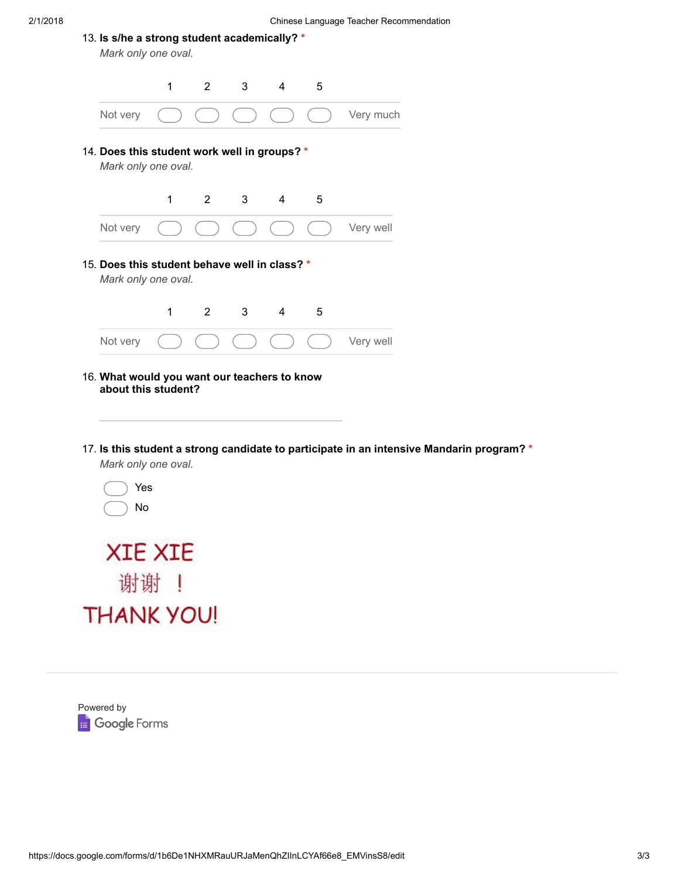13. **Is s/he a strong student academically?** *

*Mark only one oval.*

| | 1 | 2 | 3 | 4 | 5 | |
|---|---|---|---|---|---|---|
| Not very | ⬭ | ⬭ | ⬭ | ⬭ | ⬭ | Very much |

14. **Does this student work well in groups?** *

*Mark only one oval.*

| | 1 | 2 | 3 | 4 | 5 | |
|---|---|---|---|---|---|---|
| Not very | ⬭ | ⬭ | ⬭ | ⬭ | ⬭ | Very well |

15. **Does this student behave well in class?** *

*Mark only one oval.*

| | 1 | 2 | 3 | 4 | 5 | |
|---|---|---|---|---|---|---|
| Not very | ⬭ | ⬭ | ⬭ | ⬭ | ⬭ | Very well |

16. **What would you want our teachers to know about this student?**

_______________________________________

17. **Is this student a strong candidate to participate in an intensive Mandarin program?** *

*Mark only one oval.*

- ⬭ Yes
- ⬭ No

XIE XIE

谢谢 ！

THANK YOU!

Powered by Google Forms